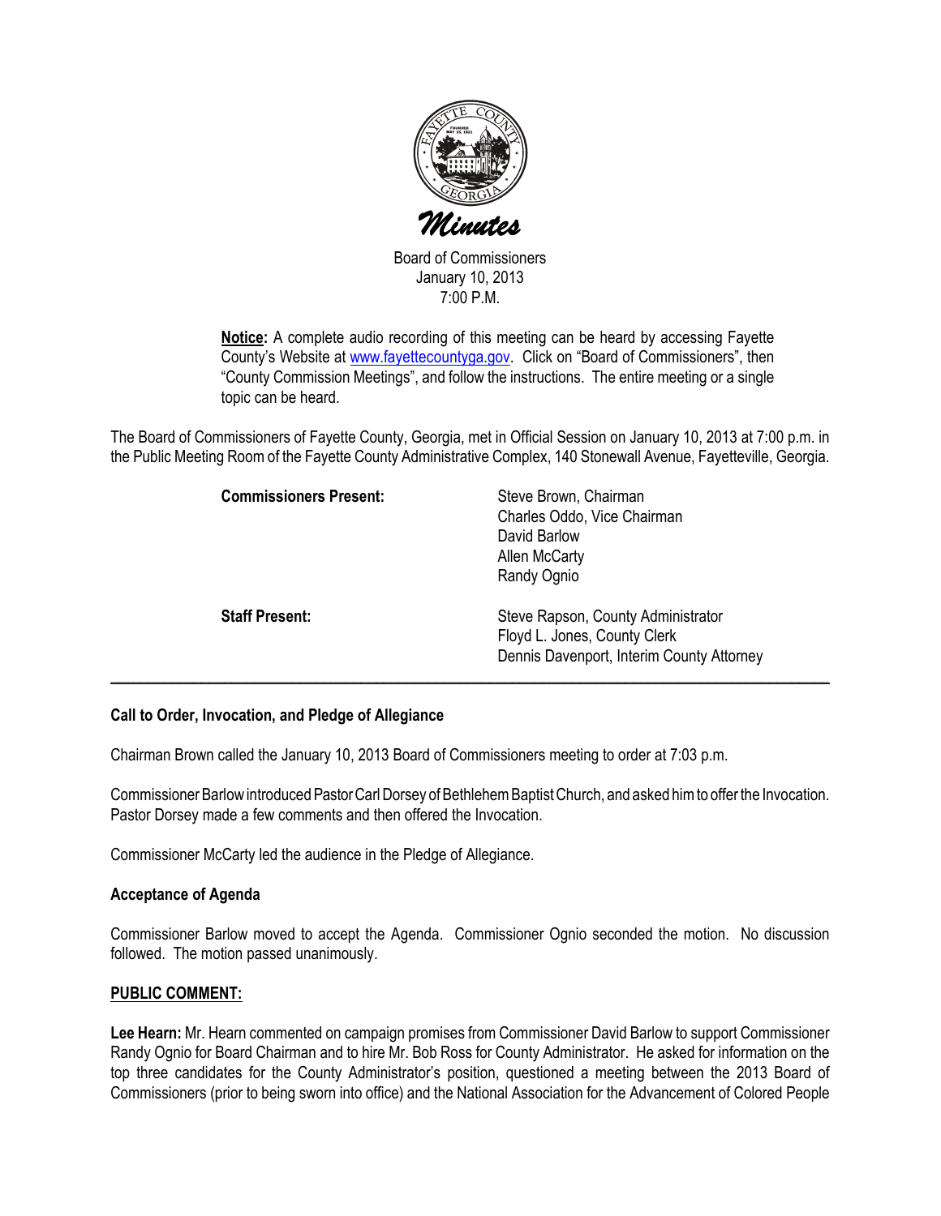# Minutes

Board of Commissioners
January 10, 2013
7:00 P.M.

**Notice:** A complete audio recording of this meeting can be heard by accessing Fayette County's Website at www.fayettecountyga.gov. Click on "Board of Commissioners", then "County Commission Meetings", and follow the instructions. The entire meeting or a single topic can be heard.

The Board of Commissioners of Fayette County, Georgia, met in Official Session on January 10, 2013 at 7:00 p.m. in the Public Meeting Room of the Fayette County Administrative Complex, 140 Stonewall Avenue, Fayetteville, Georgia.

| | |
|---|---|
| **Commissioners Present:** | Steve Brown, Chairman<br>Charles Oddo, Vice Chairman<br>David Barlow<br>Allen McCarty<br>Randy Ognio |
| **Staff Present:** | Steve Rapson, County Administrator<br>Floyd L. Jones, County Clerk<br>Dennis Davenport, Interim County Attorney |

---

### Call to Order, Invocation, and Pledge of Allegiance

Chairman Brown called the January 10, 2013 Board of Commissioners meeting to order at 7:03 p.m.

Commissioner Barlow introduced Pastor Carl Dorsey of Bethlehem Baptist Church, and asked him to offer the Invocation. Pastor Dorsey made a few comments and then offered the Invocation.

Commissioner McCarty led the audience in the Pledge of Allegiance.

### Acceptance of Agenda

Commissioner Barlow moved to accept the Agenda. Commissioner Ognio seconded the motion. No discussion followed. The motion passed unanimously.

### PUBLIC COMMENT:

**Lee Hearn:** Mr. Hearn commented on campaign promises from Commissioner David Barlow to support Commissioner Randy Ognio for Board Chairman and to hire Mr. Bob Ross for County Administrator. He asked for information on the top three candidates for the County Administrator's position, questioned a meeting between the 2013 Board of Commissioners (prior to being sworn into office) and the National Association for the Advancement of Colored People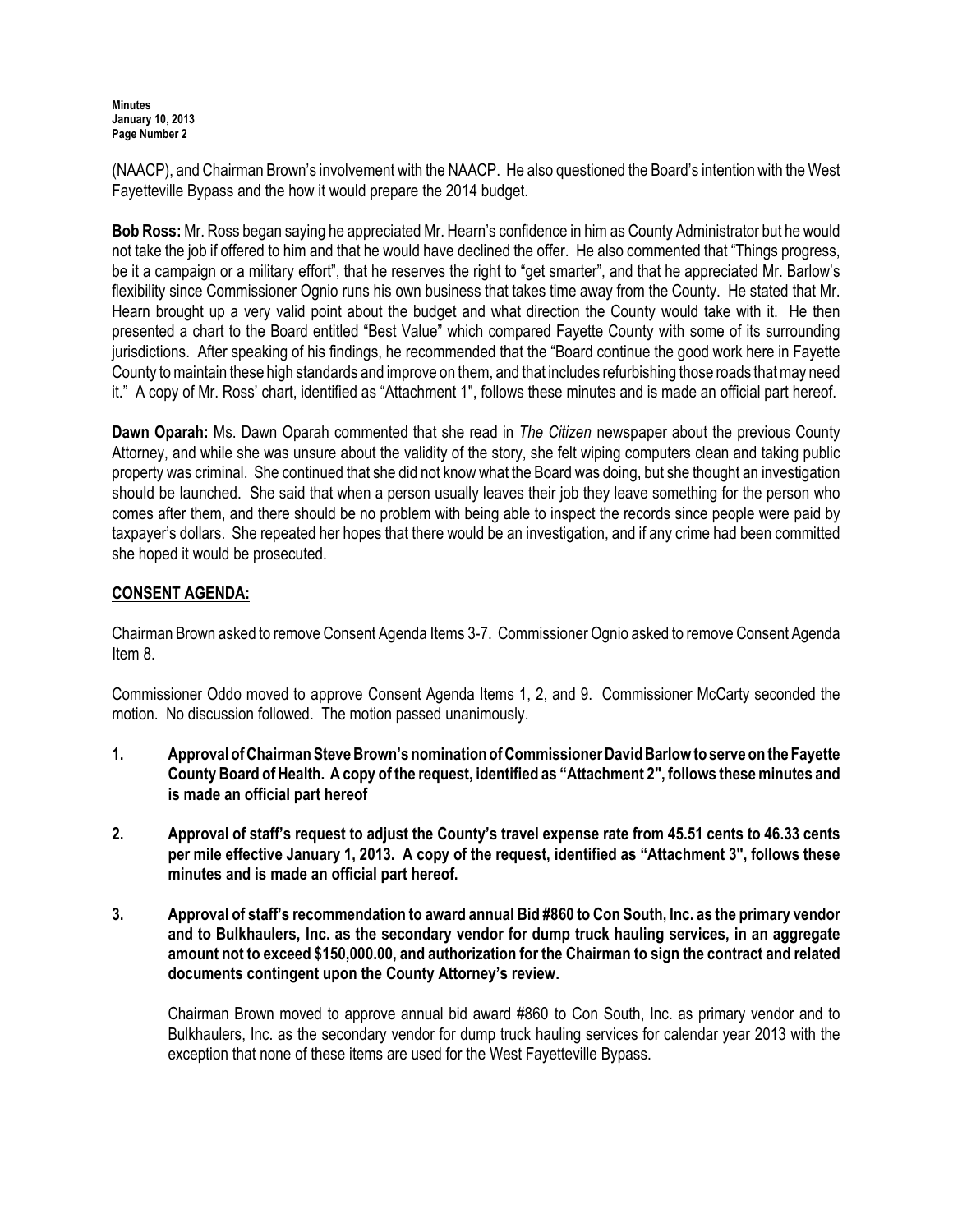(NAACP), and Chairman Brown's involvement with the NAACP. He also questioned the Board's intention with the West Fayetteville Bypass and the how it would prepare the 2014 budget.

**Bob Ross:** Mr. Ross began saying he appreciated Mr. Hearn's confidence in him as County Administrator but he would not take the job if offered to him and that he would have declined the offer. He also commented that "Things progress, be it a campaign or a military effort", that he reserves the right to "get smarter", and that he appreciated Mr. Barlow's flexibility since Commissioner Ognio runs his own business that takes time away from the County. He stated that Mr. Hearn brought up a very valid point about the budget and what direction the County would take with it. He then presented a chart to the Board entitled "Best Value" which compared Fayette County with some of its surrounding jurisdictions. After speaking of his findings, he recommended that the "Board continue the good work here in Fayette County to maintain these high standards and improve on them, and that includes refurbishing those roads that may need it." A copy of Mr. Ross' chart, identified as "Attachment 1", follows these minutes and is made an official part hereof.

**Dawn Oparah:** Ms. Dawn Oparah commented that she read in *The Citizen* newspaper about the previous County Attorney, and while she was unsure about the validity of the story, she felt wiping computers clean and taking public property was criminal. She continued that she did not know what the Board was doing, but she thought an investigation should be launched. She said that when a person usually leaves their job they leave something for the person who comes after them, and there should be no problem with being able to inspect the records since people were paid by taxpayer's dollars. She repeated her hopes that there would be an investigation, and if any crime had been committed she hoped it would be prosecuted.

## CONSENT AGENDA:

Chairman Brown asked to remove Consent Agenda Items 3-7. Commissioner Ognio asked to remove Consent Agenda Item 8.

Commissioner Oddo moved to approve Consent Agenda Items 1, 2, and 9. Commissioner McCarty seconded the motion. No discussion followed. The motion passed unanimously.

**1. Approval of Chairman Steve Brown's nomination of Commissioner David Barlow to serve on the Fayette County Board of Health. A copy of the request, identified as "Attachment 2", follows these minutes and is made an official part hereof**

**2. Approval of staff's request to adjust the County's travel expense rate from 45.51 cents to 46.33 cents per mile effective January 1, 2013. A copy of the request, identified as "Attachment 3", follows these minutes and is made an official part hereof.**

**3. Approval of staff's recommendation to award annual Bid #860 to Con South, Inc. as the primary vendor and to Bulkhaulers, Inc. as the secondary vendor for dump truck hauling services, in an aggregate amount not to exceed $150,000.00, and authorization for the Chairman to sign the contract and related documents contingent upon the County Attorney's review.**

Chairman Brown moved to approve annual bid award #860 to Con South, Inc. as primary vendor and to Bulkhaulers, Inc. as the secondary vendor for dump truck hauling services for calendar year 2013 with the exception that none of these items are used for the West Fayetteville Bypass.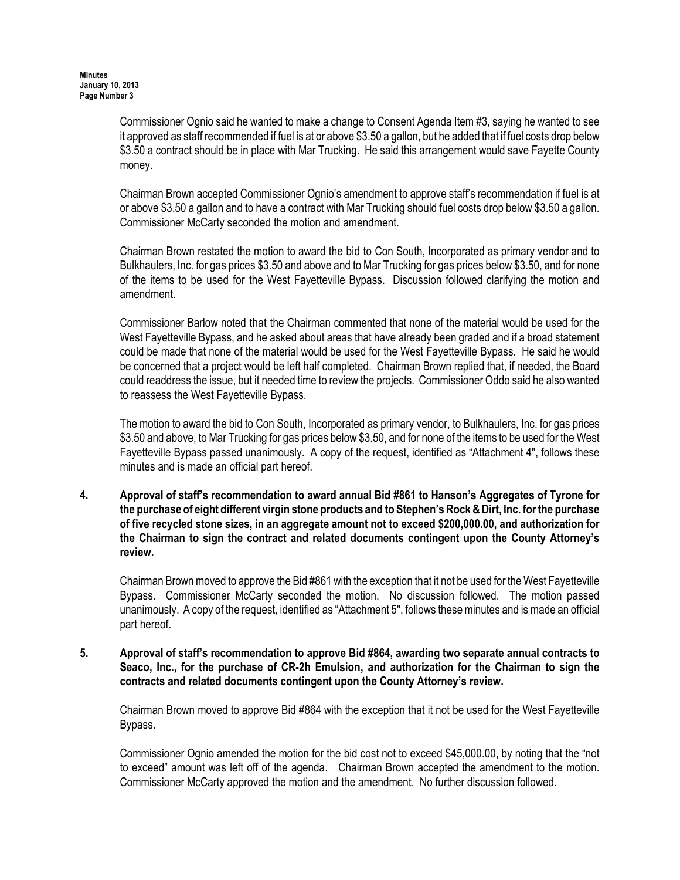Commissioner Ognio said he wanted to make a change to Consent Agenda Item #3, saying he wanted to see it approved as staff recommended if fuel is at or above $3.50 a gallon, but he added that if fuel costs drop below $3.50 a contract should be in place with Mar Trucking. He said this arrangement would save Fayette County money.

Chairman Brown accepted Commissioner Ognio's amendment to approve staff's recommendation if fuel is at or above $3.50 a gallon and to have a contract with Mar Trucking should fuel costs drop below $3.50 a gallon. Commissioner McCarty seconded the motion and amendment.

Chairman Brown restated the motion to award the bid to Con South, Incorporated as primary vendor and to Bulkhaulers, Inc. for gas prices $3.50 and above and to Mar Trucking for gas prices below $3.50, and for none of the items to be used for the West Fayetteville Bypass. Discussion followed clarifying the motion and amendment.

Commissioner Barlow noted that the Chairman commented that none of the material would be used for the West Fayetteville Bypass, and he asked about areas that have already been graded and if a broad statement could be made that none of the material would be used for the West Fayetteville Bypass. He said he would be concerned that a project would be left half completed. Chairman Brown replied that, if needed, the Board could readdress the issue, but it needed time to review the projects. Commissioner Oddo said he also wanted to reassess the West Fayetteville Bypass.

The motion to award the bid to Con South, Incorporated as primary vendor, to Bulkhaulers, Inc. for gas prices $3.50 and above, to Mar Trucking for gas prices below $3.50, and for none of the items to be used for the West Fayetteville Bypass passed unanimously. A copy of the request, identified as "Attachment 4", follows these minutes and is made an official part hereof.

**4. Approval of staff's recommendation to award annual Bid #861 to Hanson's Aggregates of Tyrone for the purchase of eight different virgin stone products and to Stephen's Rock & Dirt, Inc. for the purchase of five recycled stone sizes, in an aggregate amount not to exceed $200,000.00, and authorization for the Chairman to sign the contract and related documents contingent upon the County Attorney's review.**

Chairman Brown moved to approve the Bid #861 with the exception that it not be used for the West Fayetteville Bypass. Commissioner McCarty seconded the motion. No discussion followed. The motion passed unanimously. A copy of the request, identified as "Attachment 5", follows these minutes and is made an official part hereof.

**5. Approval of staff's recommendation to approve Bid #864, awarding two separate annual contracts to Seaco, Inc., for the purchase of CR-2h Emulsion, and authorization for the Chairman to sign the contracts and related documents contingent upon the County Attorney's review.**

Chairman Brown moved to approve Bid #864 with the exception that it not be used for the West Fayetteville Bypass.

Commissioner Ognio amended the motion for the bid cost not to exceed $45,000.00, by noting that the "not to exceed" amount was left off of the agenda. Chairman Brown accepted the amendment to the motion. Commissioner McCarty approved the motion and the amendment. No further discussion followed.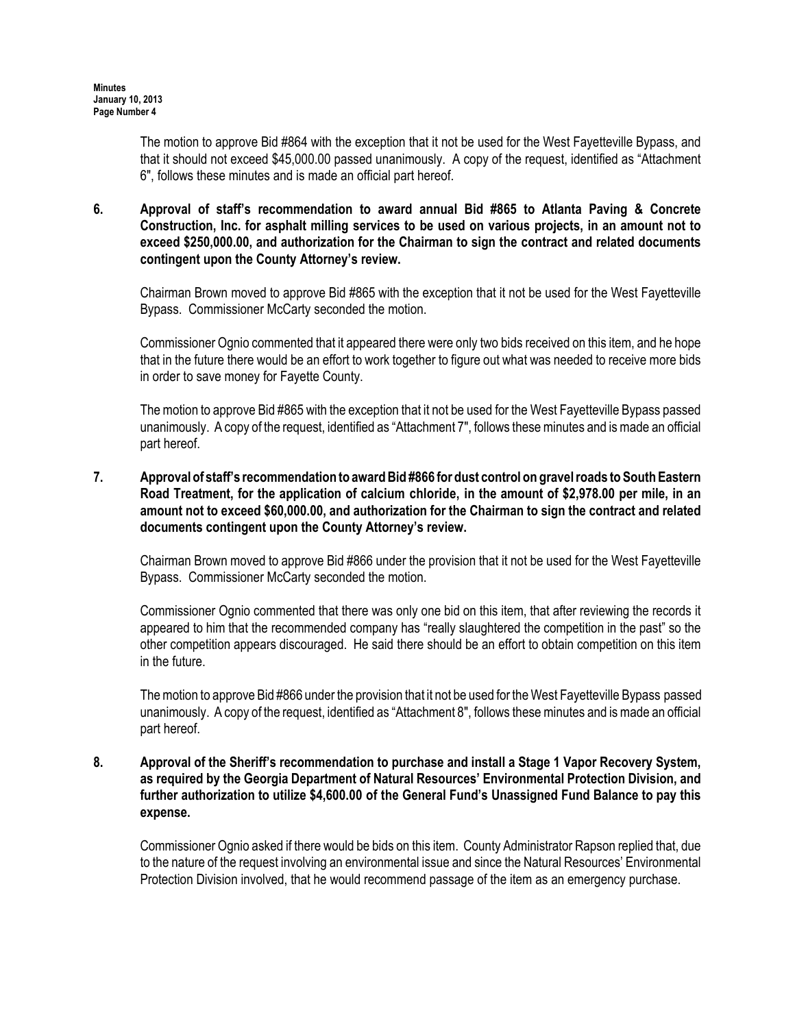The motion to approve Bid #864 with the exception that it not be used for the West Fayetteville Bypass, and that it should not exceed $45,000.00 passed unanimously. A copy of the request, identified as "Attachment 6", follows these minutes and is made an official part hereof.

**6. Approval of staff's recommendation to award annual Bid #865 to Atlanta Paving & Concrete Construction, Inc. for asphalt milling services to be used on various projects, in an amount not to exceed $250,000.00, and authorization for the Chairman to sign the contract and related documents contingent upon the County Attorney's review.**

Chairman Brown moved to approve Bid #865 with the exception that it not be used for the West Fayetteville Bypass. Commissioner McCarty seconded the motion.

Commissioner Ognio commented that it appeared there were only two bids received on this item, and he hope that in the future there would be an effort to work together to figure out what was needed to receive more bids in order to save money for Fayette County.

The motion to approve Bid #865 with the exception that it not be used for the West Fayetteville Bypass passed unanimously. A copy of the request, identified as "Attachment 7", follows these minutes and is made an official part hereof.

**7. Approval of staff's recommendation to award Bid #866 for dust control on gravel roads to South Eastern Road Treatment, for the application of calcium chloride, in the amount of $2,978.00 per mile, in an amount not to exceed $60,000.00, and authorization for the Chairman to sign the contract and related documents contingent upon the County Attorney's review.**

Chairman Brown moved to approve Bid #866 under the provision that it not be used for the West Fayetteville Bypass. Commissioner McCarty seconded the motion.

Commissioner Ognio commented that there was only one bid on this item, that after reviewing the records it appeared to him that the recommended company has "really slaughtered the competition in the past" so the other competition appears discouraged. He said there should be an effort to obtain competition on this item in the future.

The motion to approve Bid #866 under the provision that it not be used for the West Fayetteville Bypass passed unanimously. A copy of the request, identified as "Attachment 8", follows these minutes and is made an official part hereof.

**8. Approval of the Sheriff's recommendation to purchase and install a Stage 1 Vapor Recovery System, as required by the Georgia Department of Natural Resources' Environmental Protection Division, and further authorization to utilize $4,600.00 of the General Fund's Unassigned Fund Balance to pay this expense.**

Commissioner Ognio asked if there would be bids on this item. County Administrator Rapson replied that, due to the nature of the request involving an environmental issue and since the Natural Resources' Environmental Protection Division involved, that he would recommend passage of the item as an emergency purchase.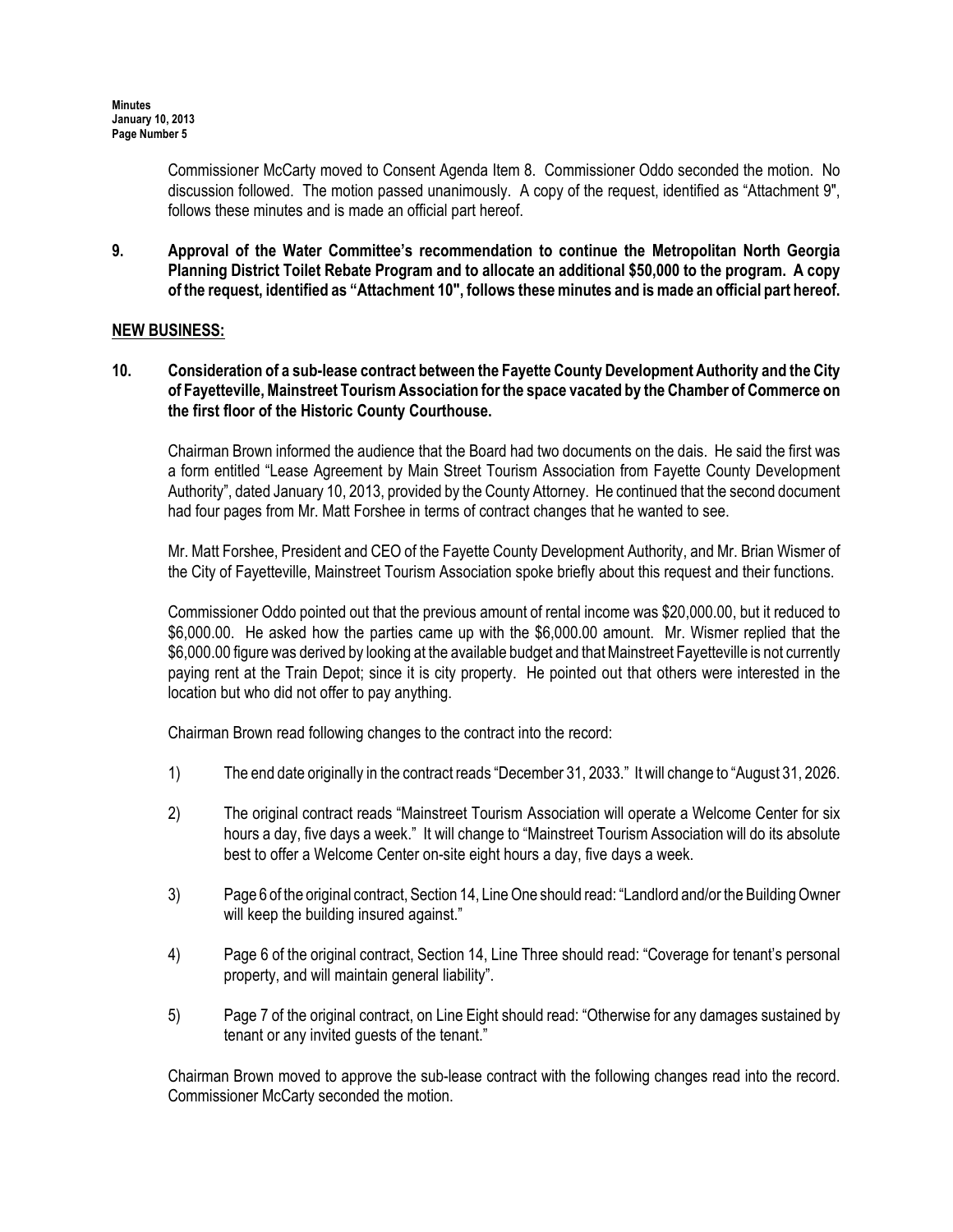Commissioner McCarty moved to Consent Agenda Item 8. Commissioner Oddo seconded the motion. No discussion followed. The motion passed unanimously. A copy of the request, identified as "Attachment 9", follows these minutes and is made an official part hereof.

**9. Approval of the Water Committee's recommendation to continue the Metropolitan North Georgia Planning District Toilet Rebate Program and to allocate an additional $50,000 to the program. A copy of the request, identified as "Attachment 10", follows these minutes and is made an official part hereof.**

## NEW BUSINESS:

**10. Consideration of a sub-lease contract between the Fayette County Development Authority and the City of Fayetteville, Mainstreet Tourism Association for the space vacated by the Chamber of Commerce on the first floor of the Historic County Courthouse.**

Chairman Brown informed the audience that the Board had two documents on the dais. He said the first was a form entitled "Lease Agreement by Main Street Tourism Association from Fayette County Development Authority", dated January 10, 2013, provided by the County Attorney. He continued that the second document had four pages from Mr. Matt Forshee in terms of contract changes that he wanted to see.

Mr. Matt Forshee, President and CEO of the Fayette County Development Authority, and Mr. Brian Wismer of the City of Fayetteville, Mainstreet Tourism Association spoke briefly about this request and their functions.

Commissioner Oddo pointed out that the previous amount of rental income was $20,000.00, but it reduced to $6,000.00. He asked how the parties came up with the $6,000.00 amount. Mr. Wismer replied that the $6,000.00 figure was derived by looking at the available budget and that Mainstreet Fayetteville is not currently paying rent at the Train Depot; since it is city property. He pointed out that others were interested in the location but who did not offer to pay anything.

Chairman Brown read following changes to the contract into the record:

1) The end date originally in the contract reads "December 31, 2033." It will change to "August 31, 2026.

2) The original contract reads "Mainstreet Tourism Association will operate a Welcome Center for six hours a day, five days a week." It will change to "Mainstreet Tourism Association will do its absolute best to offer a Welcome Center on-site eight hours a day, five days a week.

3) Page 6 of the original contract, Section 14, Line One should read: "Landlord and/or the Building Owner will keep the building insured against."

4) Page 6 of the original contract, Section 14, Line Three should read: "Coverage for tenant's personal property, and will maintain general liability".

5) Page 7 of the original contract, on Line Eight should read: "Otherwise for any damages sustained by tenant or any invited guests of the tenant."

Chairman Brown moved to approve the sub-lease contract with the following changes read into the record. Commissioner McCarty seconded the motion.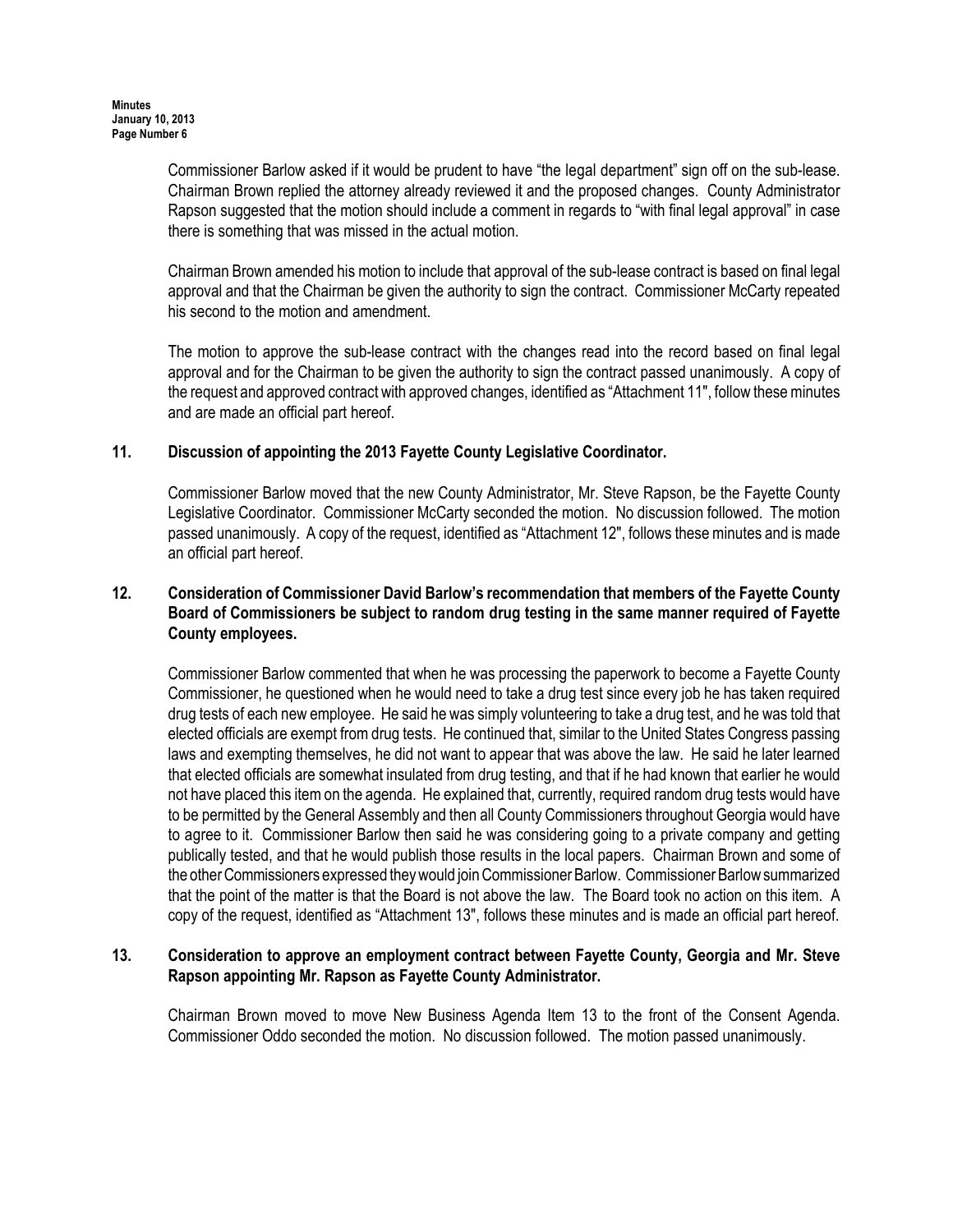Commissioner Barlow asked if it would be prudent to have "the legal department" sign off on the sub-lease. Chairman Brown replied the attorney already reviewed it and the proposed changes. County Administrator Rapson suggested that the motion should include a comment in regards to "with final legal approval" in case there is something that was missed in the actual motion.

Chairman Brown amended his motion to include that approval of the sub-lease contract is based on final legal approval and that the Chairman be given the authority to sign the contract. Commissioner McCarty repeated his second to the motion and amendment.

The motion to approve the sub-lease contract with the changes read into the record based on final legal approval and for the Chairman to be given the authority to sign the contract passed unanimously. A copy of the request and approved contract with approved changes, identified as "Attachment 11", follow these minutes and are made an official part hereof.

**11. Discussion of appointing the 2013 Fayette County Legislative Coordinator.**

Commissioner Barlow moved that the new County Administrator, Mr. Steve Rapson, be the Fayette County Legislative Coordinator. Commissioner McCarty seconded the motion. No discussion followed. The motion passed unanimously. A copy of the request, identified as "Attachment 12", follows these minutes and is made an official part hereof.

**12. Consideration of Commissioner David Barlow's recommendation that members of the Fayette County Board of Commissioners be subject to random drug testing in the same manner required of Fayette County employees.**

Commissioner Barlow commented that when he was processing the paperwork to become a Fayette County Commissioner, he questioned when he would need to take a drug test since every job he has taken required drug tests of each new employee. He said he was simply volunteering to take a drug test, and he was told that elected officials are exempt from drug tests. He continued that, similar to the United States Congress passing laws and exempting themselves, he did not want to appear that was above the law. He said he later learned that elected officials are somewhat insulated from drug testing, and that if he had known that earlier he would not have placed this item on the agenda. He explained that, currently, required random drug tests would have to be permitted by the General Assembly and then all County Commissioners throughout Georgia would have to agree to it. Commissioner Barlow then said he was considering going to a private company and getting publically tested, and that he would publish those results in the local papers. Chairman Brown and some of the other Commissioners expressed they would join Commissioner Barlow. Commissioner Barlow summarized that the point of the matter is that the Board is not above the law. The Board took no action on this item. A copy of the request, identified as "Attachment 13", follows these minutes and is made an official part hereof.

**13. Consideration to approve an employment contract between Fayette County, Georgia and Mr. Steve Rapson appointing Mr. Rapson as Fayette County Administrator.**

Chairman Brown moved to move New Business Agenda Item 13 to the front of the Consent Agenda. Commissioner Oddo seconded the motion. No discussion followed. The motion passed unanimously.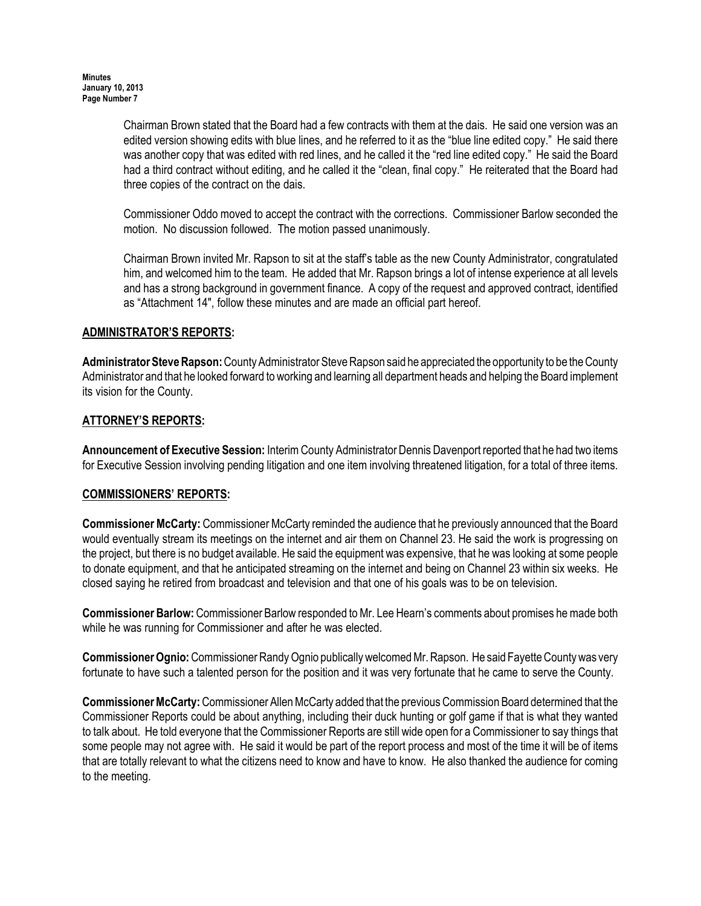Chairman Brown stated that the Board had a few contracts with them at the dais. He said one version was an edited version showing edits with blue lines, and he referred to it as the "blue line edited copy." He said there was another copy that was edited with red lines, and he called it the "red line edited copy." He said the Board had a third contract without editing, and he called it the "clean, final copy." He reiterated that the Board had three copies of the contract on the dais.

Commissioner Oddo moved to accept the contract with the corrections. Commissioner Barlow seconded the motion. No discussion followed. The motion passed unanimously.

Chairman Brown invited Mr. Rapson to sit at the staff's table as the new County Administrator, congratulated him, and welcomed him to the team. He added that Mr. Rapson brings a lot of intense experience at all levels and has a strong background in government finance. A copy of the request and approved contract, identified as "Attachment 14", follow these minutes and are made an official part hereof.

## ADMINISTRATOR'S REPORTS:

**Administrator Steve Rapson:** County Administrator Steve Rapson said he appreciated the opportunity to be the County Administrator and that he looked forward to working and learning all department heads and helping the Board implement its vision for the County.

## ATTORNEY'S REPORTS:

**Announcement of Executive Session:** Interim County Administrator Dennis Davenport reported that he had two items for Executive Session involving pending litigation and one item involving threatened litigation, for a total of three items.

## COMMISSIONERS' REPORTS:

**Commissioner McCarty:** Commissioner McCarty reminded the audience that he previously announced that the Board would eventually stream its meetings on the internet and air them on Channel 23. He said the work is progressing on the project, but there is no budget available. He said the equipment was expensive, that he was looking at some people to donate equipment, and that he anticipated streaming on the internet and being on Channel 23 within six weeks. He closed saying he retired from broadcast and television and that one of his goals was to be on television.

**Commissioner Barlow:** Commissioner Barlow responded to Mr. Lee Hearn's comments about promises he made both while he was running for Commissioner and after he was elected.

**Commissioner Ognio:** Commissioner Randy Ognio publically welcomed Mr. Rapson. He said Fayette County was very fortunate to have such a talented person for the position and it was very fortunate that he came to serve the County.

**Commissioner McCarty:** Commissioner Allen McCarty added that the previous Commission Board determined that the Commissioner Reports could be about anything, including their duck hunting or golf game if that is what they wanted to talk about. He told everyone that the Commissioner Reports are still wide open for a Commissioner to say things that some people may not agree with. He said it would be part of the report process and most of the time it will be of items that are totally relevant to what the citizens need to know and have to know. He also thanked the audience for coming to the meeting.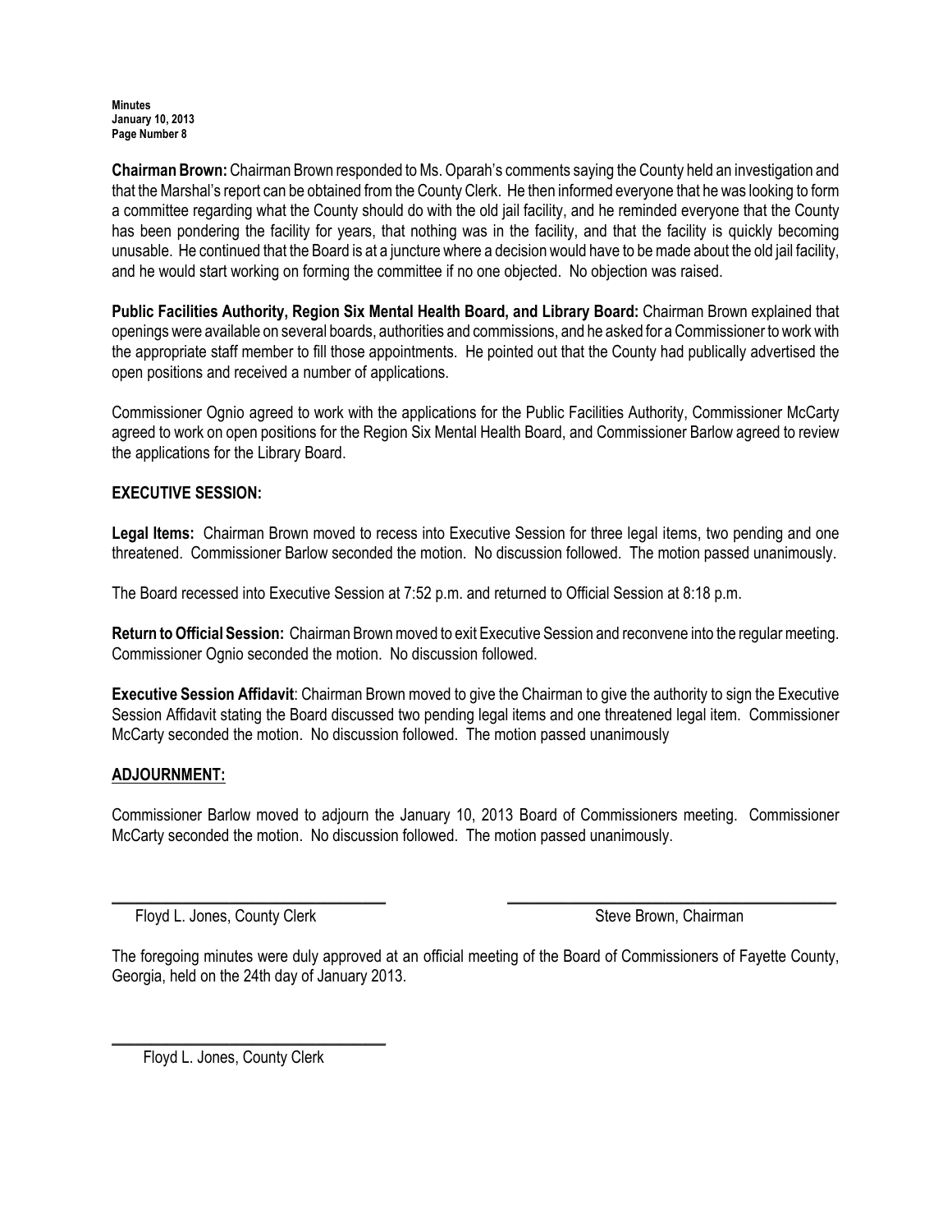**Chairman Brown:** Chairman Brown responded to Ms. Oparah's comments saying the County held an investigation and that the Marshal's report can be obtained from the County Clerk. He then informed everyone that he was looking to form a committee regarding what the County should do with the old jail facility, and he reminded everyone that the County has been pondering the facility for years, that nothing was in the facility, and that the facility is quickly becoming unusable. He continued that the Board is at a juncture where a decision would have to be made about the old jail facility, and he would start working on forming the committee if no one objected. No objection was raised.

**Public Facilities Authority, Region Six Mental Health Board, and Library Board:** Chairman Brown explained that openings were available on several boards, authorities and commissions, and he asked for a Commissioner to work with the appropriate staff member to fill those appointments. He pointed out that the County had publically advertised the open positions and received a number of applications.

Commissioner Ognio agreed to work with the applications for the Public Facilities Authority, Commissioner McCarty agreed to work on open positions for the Region Six Mental Health Board, and Commissioner Barlow agreed to review the applications for the Library Board.

**EXECUTIVE SESSION:**

**Legal Items:** Chairman Brown moved to recess into Executive Session for three legal items, two pending and one threatened. Commissioner Barlow seconded the motion. No discussion followed. The motion passed unanimously.

The Board recessed into Executive Session at 7:52 p.m. and returned to Official Session at 8:18 p.m.

**Return to Official Session:** Chairman Brown moved to exit Executive Session and reconvene into the regular meeting. Commissioner Ognio seconded the motion. No discussion followed.

**Executive Session Affidavit**: Chairman Brown moved to give the Chairman to give the authority to sign the Executive Session Affidavit stating the Board discussed two pending legal items and one threatened legal item. Commissioner McCarty seconded the motion. No discussion followed. The motion passed unanimously

**ADJOURNMENT:**

Commissioner Barlow moved to adjourn the January 10, 2013 Board of Commissioners meeting. Commissioner McCarty seconded the motion. No discussion followed. The motion passed unanimously.

\_\_\_\_\_\_\_\_\_\_\_\_\_\_\_\_\_\_\_\_\_\_\_\_\_\_\_\_\_\_ \_\_\_\_\_\_\_\_\_\_\_\_\_\_\_\_\_\_\_\_\_\_\_\_\_\_\_\_\_\_

Floyd L. Jones, County Clerk Steve Brown, Chairman

The foregoing minutes were duly approved at an official meeting of the Board of Commissioners of Fayette County, Georgia, held on the 24th day of January 2013.

\_\_\_\_\_\_\_\_\_\_\_\_\_\_\_\_\_\_\_\_\_\_\_\_\_\_\_\_\_\_

Floyd L. Jones, County Clerk